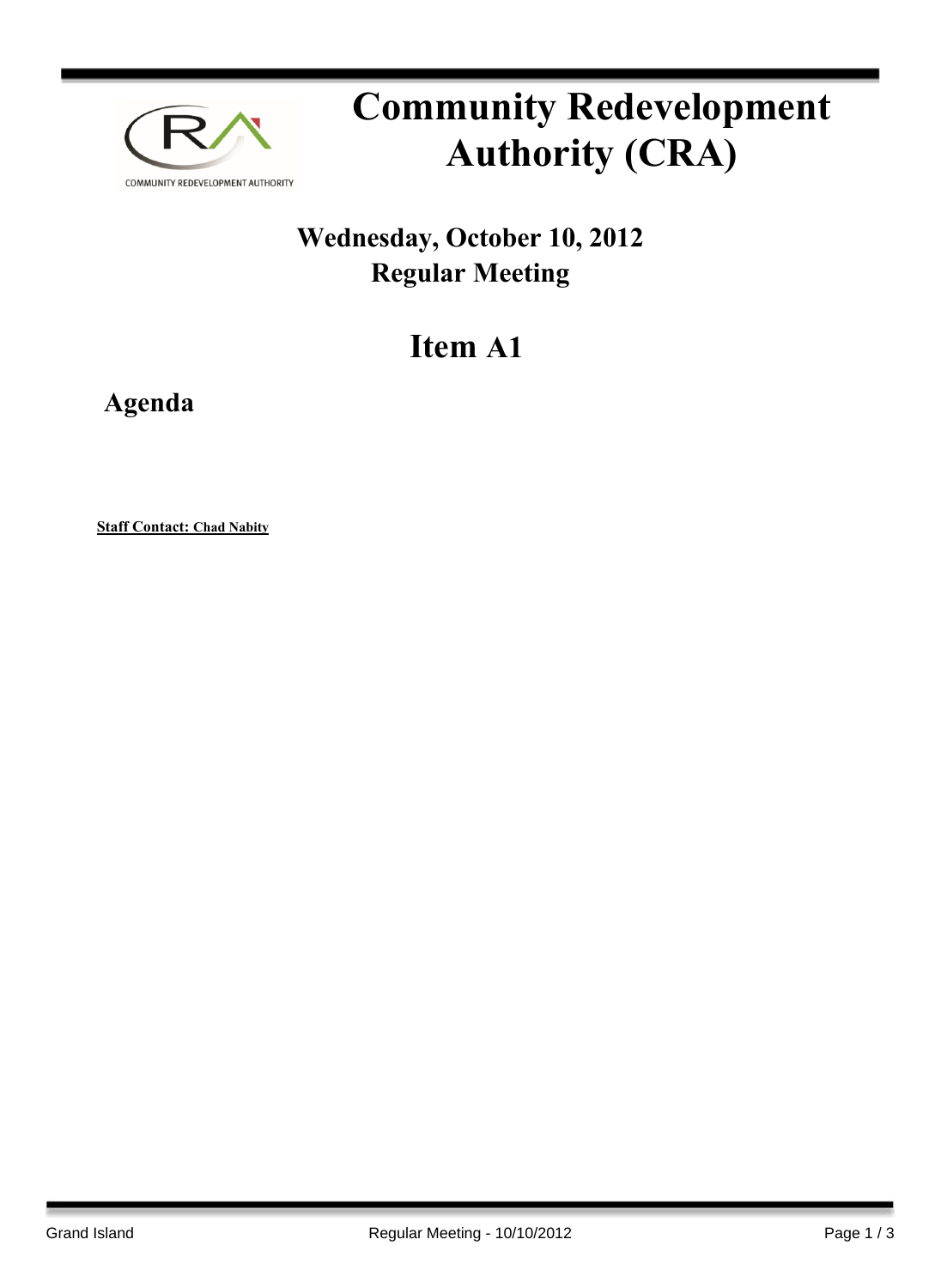# Community Redevelopment Authority (CRA)

## Wednesday, October 10, 2012
## Regular Meeting

# Item A1

## Agenda

**Staff Contact: Chad Nabity**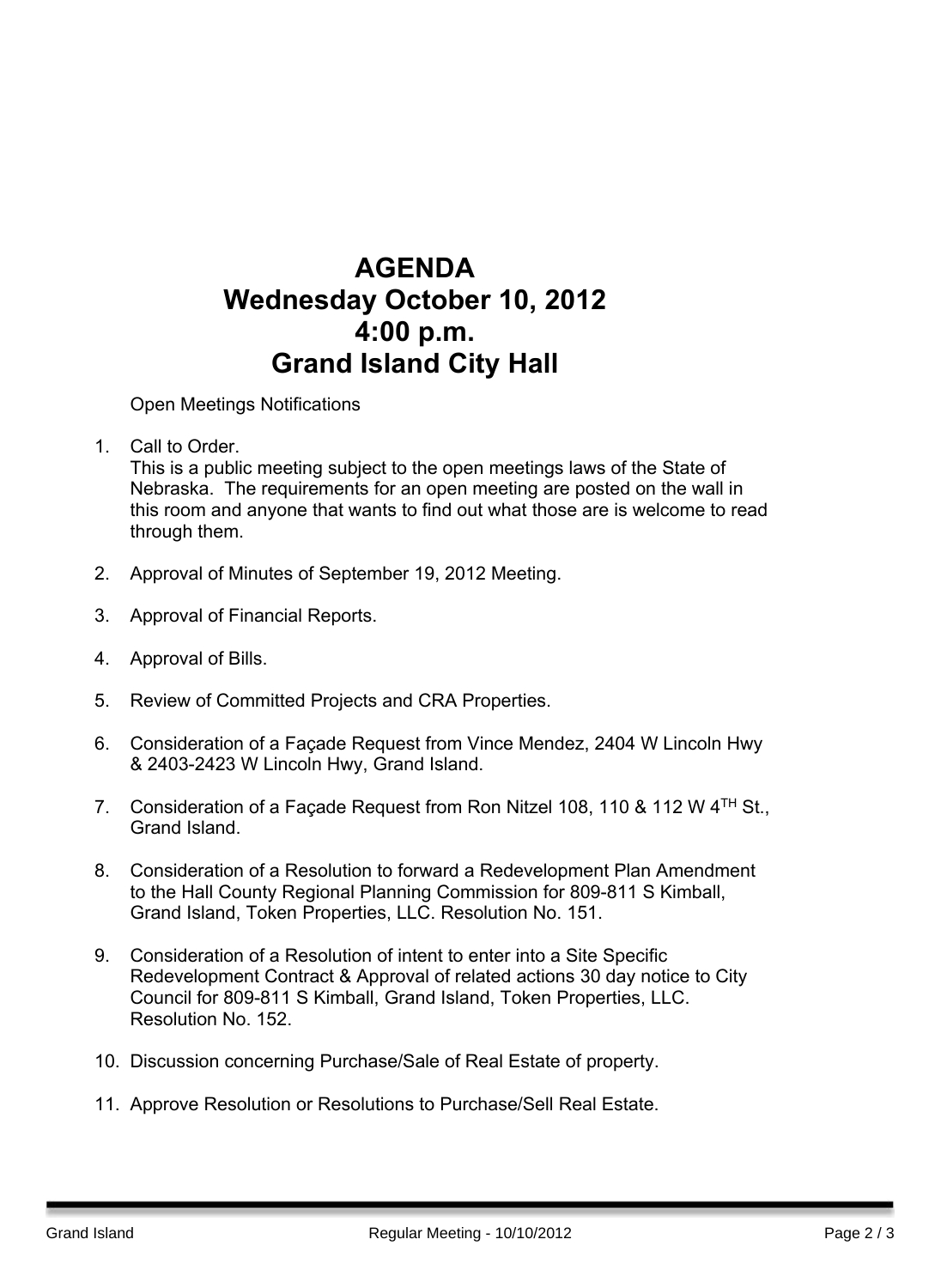# AGENDA
# Wednesday October 10, 2012
# 4:00 p.m.
# Grand Island City Hall

Open Meetings Notifications

1. Call to Order.
   This is a public meeting subject to the open meetings laws of the State of Nebraska. The requirements for an open meeting are posted on the wall in this room and anyone that wants to find out what those are is welcome to read through them.

2. Approval of Minutes of September 19, 2012 Meeting.

3. Approval of Financial Reports.

4. Approval of Bills.

5. Review of Committed Projects and CRA Properties.

6. Consideration of a Façade Request from Vince Mendez, 2404 W Lincoln Hwy & 2403-2423 W Lincoln Hwy, Grand Island.

7. Consideration of a Façade Request from Ron Nitzel 108, 110 & 112 W 4TH St., Grand Island.

8. Consideration of a Resolution to forward a Redevelopment Plan Amendment to the Hall County Regional Planning Commission for 809-811 S Kimball, Grand Island, Token Properties, LLC. Resolution No. 151.

9. Consideration of a Resolution of intent to enter into a Site Specific Redevelopment Contract & Approval of related actions 30 day notice to City Council for 809-811 S Kimball, Grand Island, Token Properties, LLC. Resolution No. 152.

10. Discussion concerning Purchase/Sale of Real Estate of property.

11. Approve Resolution or Resolutions to Purchase/Sell Real Estate.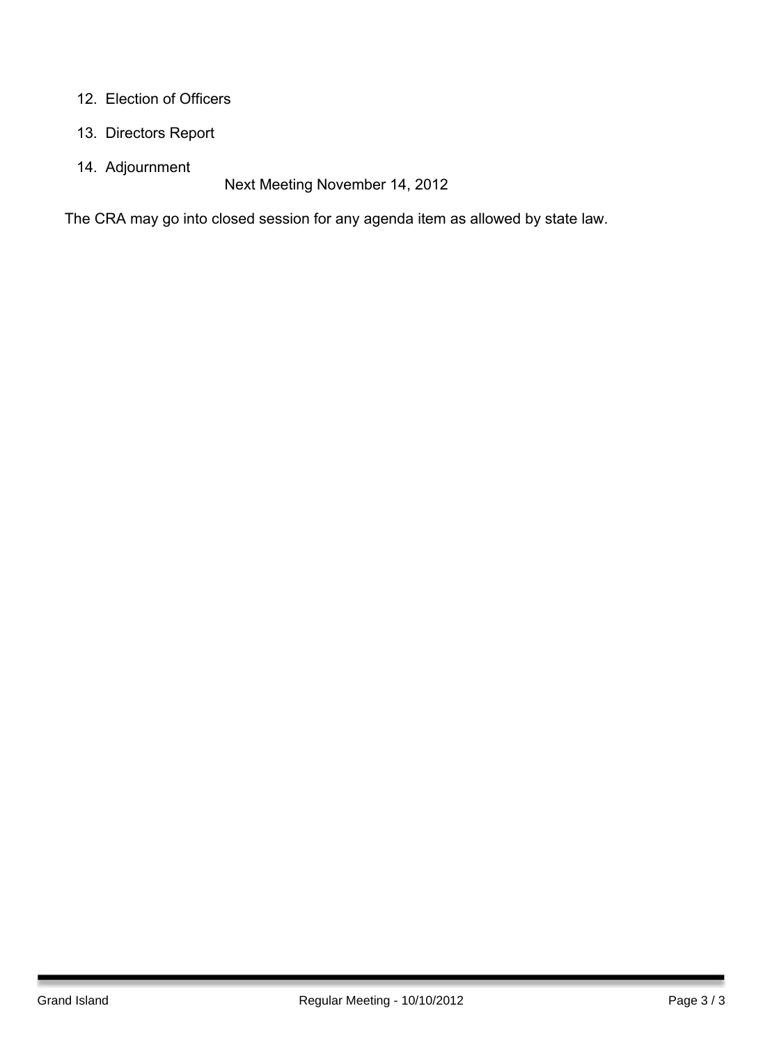12. Election of Officers

13. Directors Report

14. Adjournment

    Next Meeting November 14, 2012

The CRA may go into closed session for any agenda item as allowed by state law.